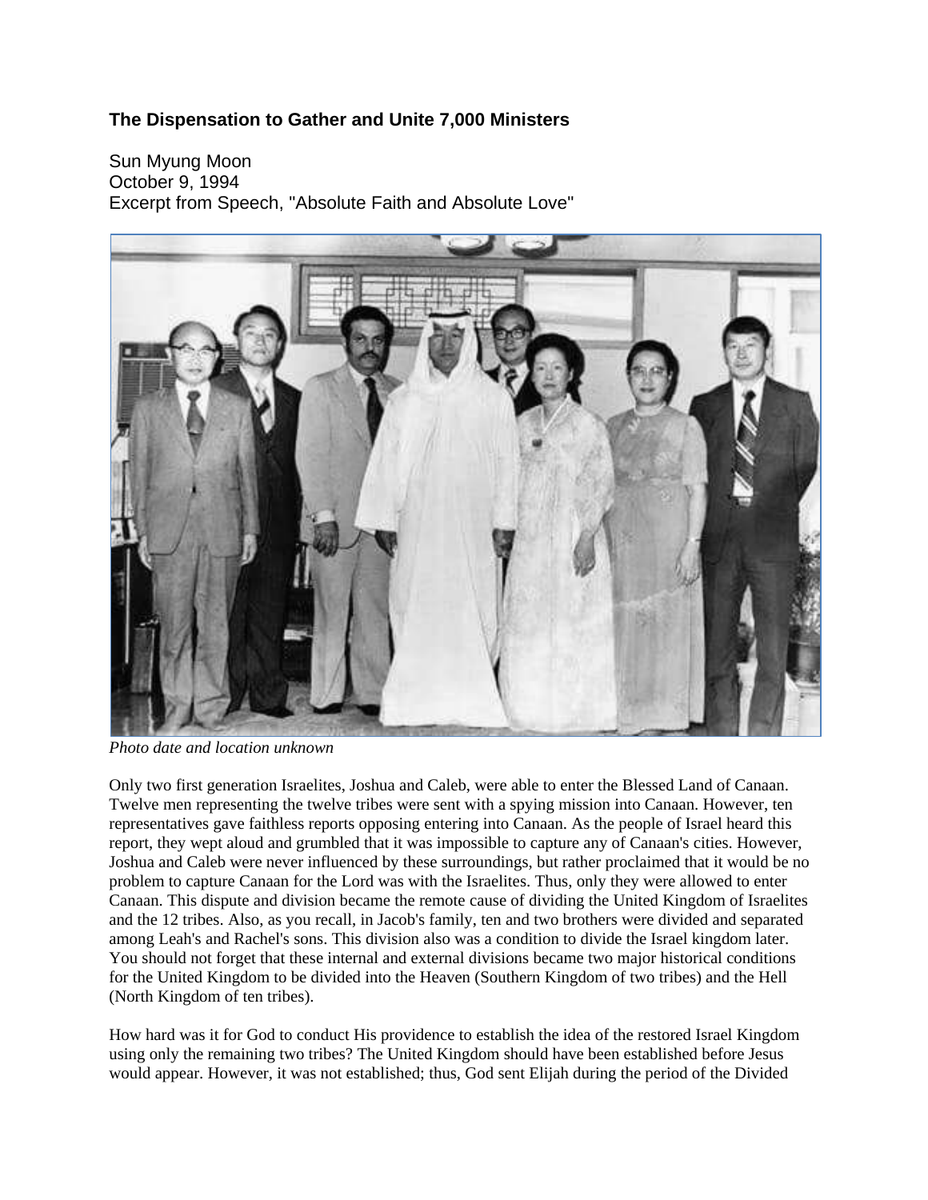## The Dispensation to Gather and Unite 7,000 Ministers

Sun Myung Moon
October 9, 1994
Excerpt from Speech, "Absolute Faith and Absolute Love"

*Photo date and location unknown*

Only two first generation Israelites, Joshua and Caleb, were able to enter the Blessed Land of Canaan. Twelve men representing the twelve tribes were sent with a spying mission into Canaan. However, ten representatives gave faithless reports opposing entering into Canaan. As the people of Israel heard this report, they wept aloud and grumbled that it was impossible to capture any of Canaan's cities. However, Joshua and Caleb were never influenced by these surroundings, but rather proclaimed that it would be no problem to capture Canaan for the Lord was with the Israelites. Thus, only they were allowed to enter Canaan. This dispute and division became the remote cause of dividing the United Kingdom of Israelites and the 12 tribes. Also, as you recall, in Jacob's family, ten and two brothers were divided and separated among Leah's and Rachel's sons. This division also was a condition to divide the Israel kingdom later. You should not forget that these internal and external divisions became two major historical conditions for the United Kingdom to be divided into the Heaven (Southern Kingdom of two tribes) and the Hell (North Kingdom of ten tribes).

How hard was it for God to conduct His providence to establish the idea of the restored Israel Kingdom using only the remaining two tribes? The United Kingdom should have been established before Jesus would appear. However, it was not established; thus, God sent Elijah during the period of the Divided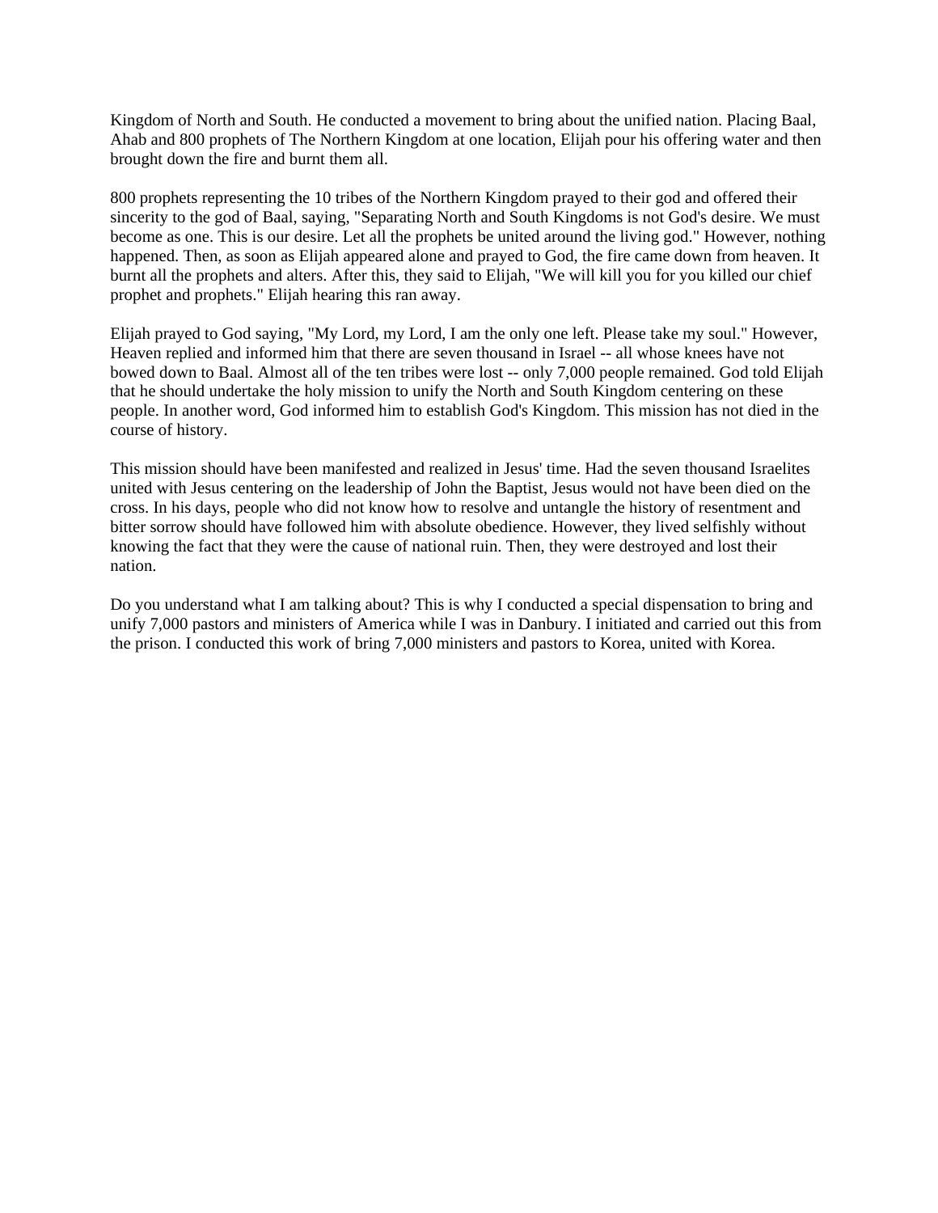Kingdom of North and South. He conducted a movement to bring about the unified nation. Placing Baal, Ahab and 800 prophets of The Northern Kingdom at one location, Elijah pour his offering water and then brought down the fire and burnt them all.

800 prophets representing the 10 tribes of the Northern Kingdom prayed to their god and offered their sincerity to the god of Baal, saying, "Separating North and South Kingdoms is not God's desire. We must become as one. This is our desire. Let all the prophets be united around the living god." However, nothing happened. Then, as soon as Elijah appeared alone and prayed to God, the fire came down from heaven. It burnt all the prophets and alters. After this, they said to Elijah, "We will kill you for you killed our chief prophet and prophets." Elijah hearing this ran away.

Elijah prayed to God saying, "My Lord, my Lord, I am the only one left. Please take my soul." However, Heaven replied and informed him that there are seven thousand in Israel -- all whose knees have not bowed down to Baal. Almost all of the ten tribes were lost -- only 7,000 people remained. God told Elijah that he should undertake the holy mission to unify the North and South Kingdom centering on these people. In another word, God informed him to establish God's Kingdom. This mission has not died in the course of history.

This mission should have been manifested and realized in Jesus' time. Had the seven thousand Israelites united with Jesus centering on the leadership of John the Baptist, Jesus would not have been died on the cross. In his days, people who did not know how to resolve and untangle the history of resentment and bitter sorrow should have followed him with absolute obedience. However, they lived selfishly without knowing the fact that they were the cause of national ruin. Then, they were destroyed and lost their nation.

Do you understand what I am talking about? This is why I conducted a special dispensation to bring and unify 7,000 pastors and ministers of America while I was in Danbury. I initiated and carried out this from the prison. I conducted this work of bring 7,000 ministers and pastors to Korea, united with Korea.